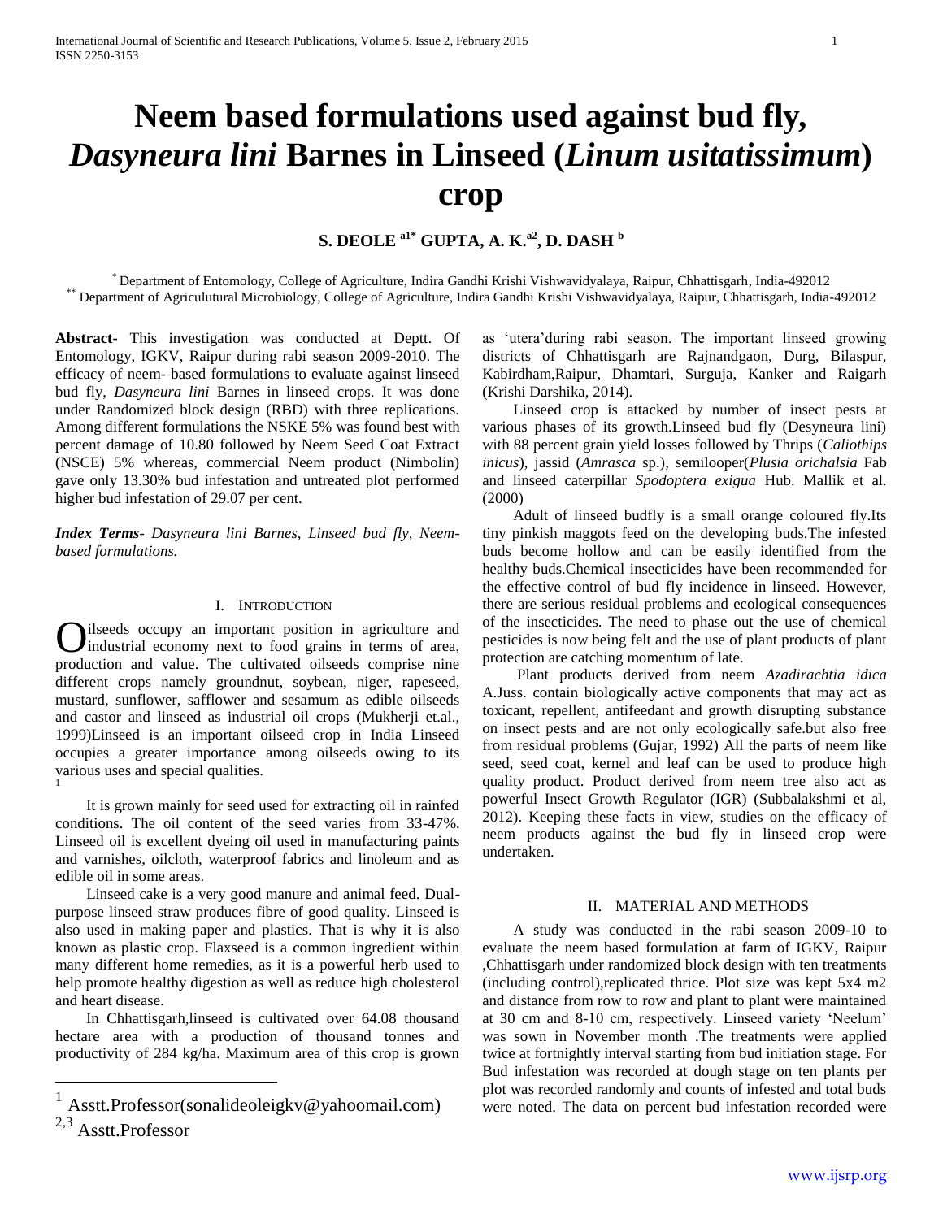# Neem based formulations used against bud fly, *Dasyneura lini* Barnes in Linseed (*Linum usitatissimum*) crop

**S. DEOLE [a1*] GUPTA, A. K.[a2], D. DASH [b]**

[*] Department of Entomology, College of Agriculture, Indira Gandhi Krishi Vishwavidyalaya, Raipur, Chhattisgarh, India-492012
[**] Department of Agriculutural Microbiology, College of Agriculture, Indira Gandhi Krishi Vishwavidyalaya, Raipur, Chhattisgarh, India-492012

**Abstract**- This investigation was conducted at Deptt. Of Entomology, IGKV, Raipur during rabi season 2009-2010. The efficacy of neem- based formulations to evaluate against linseed bud fly, *Dasyneura lini* Barnes in linseed crops. It was done under Randomized block design (RBD) with three replications. Among different formulations the NSKE 5% was found best with percent damage of 10.80 followed by Neem Seed Coat Extract (NSCE) 5% whereas, commercial Neem product (Nimbolin) gave only 13.30% bud infestation and untreated plot performed higher bud infestation of 29.07 per cent.

***Index Terms****- Dasyneura lini Barnes, Linseed bud fly, Neem-based formulations.*

## I. INTRODUCTION

Oilseeds occupy an important position in agriculture and industrial economy next to food grains in terms of area, production and value. The cultivated oilseeds comprise nine different crops namely groundnut, soybean, niger, rapeseed, mustard, sunflower, safflower and sesamum as edible oilseeds and castor and linseed as industrial oil crops (Mukherji et.al., 1999)Linseed is an important oilseed crop in India Linseed occupies a greater importance among oilseeds owing to its various uses and special qualities.[1]

It is grown mainly for seed used for extracting oil in rainfed conditions. The oil content of the seed varies from 33-47%. Linseed oil is excellent dyeing oil used in manufacturing paints and varnishes, oilcloth, waterproof fabrics and linoleum and as edible oil in some areas.

Linseed cake is a very good manure and animal feed. Dual-purpose linseed straw produces fibre of good quality. Linseed is also used in making paper and plastics. That is why it is also known as plastic crop. Flaxseed is a common ingredient within many different home remedies, as it is a powerful herb used to help promote healthy digestion as well as reduce high cholesterol and heart disease.

In Chhattisgarh,linseed is cultivated over 64.08 thousand hectare area with a production of thousand tonnes and productivity of 284 kg/ha. Maximum area of this crop is grown as 'utera'during rabi season. The important linseed growing districts of Chhattisgarh are Rajnandgaon, Durg, Bilaspur, Kabirdham,Raipur, Dhamtari, Surguja, Kanker and Raigarh (Krishi Darshika, 2014).

Linseed crop is attacked by number of insect pests at various phases of its growth.Linseed bud fly (Desyneura lini) with 88 percent grain yield losses followed by Thrips (*Caliothips inicus*), jassid (*Amrasca* sp.), semilooper(*Plusia orichalsia* Fab and linseed caterpillar *Spodoptera exigua* Hub. Mallik et al. (2000)

Adult of linseed budfly is a small orange coloured fly.Its tiny pinkish maggots feed on the developing buds.The infested buds become hollow and can be easily identified from the healthy buds.Chemical insecticides have been recommended for the effective control of bud fly incidence in linseed. However, there are serious residual problems and ecological consequences of the insecticides. The need to phase out the use of chemical pesticides is now being felt and the use of plant products of plant protection are catching momentum of late.

Plant products derived from neem *Azadirachtia idica* A.Juss. contain biologically active components that may act as toxicant, repellent, antifeedant and growth disrupting substance on insect pests and are not only ecologically safe.but also free from residual problems (Gujar, 1992) All the parts of neem like seed, seed coat, kernel and leaf can be used to produce high quality product. Product derived from neem tree also act as powerful Insect Growth Regulator (IGR) (Subbalakshmi et al, 2012). Keeping these facts in view, studies on the efficacy of neem products against the bud fly in linseed crop were undertaken.

## II. MATERIAL AND METHODS

A study was conducted in the rabi season 2009-10 to evaluate the neem based formulation at farm of IGKV, Raipur ,Chhattisgarh under randomized block design with ten treatments (including control),replicated thrice. Plot size was kept 5x4 m2 and distance from row to row and plant to plant were maintained at 30 cm and 8-10 cm, respectively. Linseed variety 'Neelum' was sown in November month .The treatments were applied twice at fortnightly interval starting from bud initiation stage. For Bud infestation was recorded at dough stage on ten plants per plot was recorded randomly and counts of infested and total buds were noted. The data on percent bud infestation recorded were

[1] Asstt.Professor(sonalideoleigkv@yahoomail.com)
[2,3] Asstt.Professor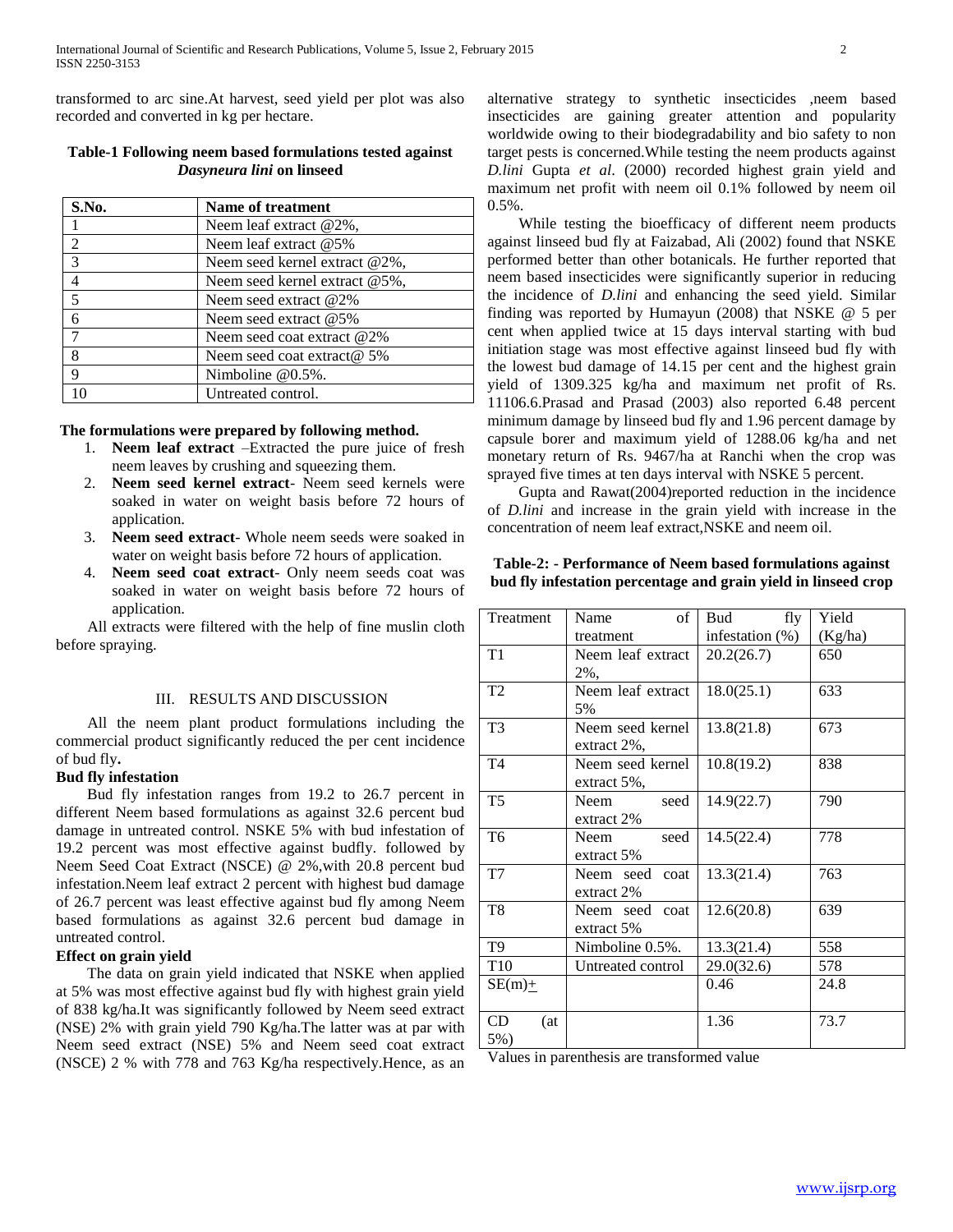transformed to arc sine.At harvest, seed yield per plot was also recorded and converted in kg per hectare.

**Table-1 Following neem based formulations tested against *Dasyneura lini* on linseed**

| S.No. | Name of treatment |
|---|---|
| 1 | Neem leaf extract @2%, |
| 2 | Neem leaf extract @5% |
| 3 | Neem seed kernel extract @2%, |
| 4 | Neem seed kernel extract @5%, |
| 5 | Neem seed extract @2% |
| 6 | Neem seed extract @5% |
| 7 | Neem seed coat extract @2% |
| 8 | Neem seed coat extract@ 5% |
| 9 | Nimboline @0.5%. |
| 10 | Untreated control. |

**The formulations were prepared by following method.**

1. **Neem leaf extract** –Extracted the pure juice of fresh neem leaves by crushing and squeezing them.
2. **Neem seed kernel extract**- Neem seed kernels were soaked in water on weight basis before 72 hours of application.
3. **Neem seed extract**- Whole neem seeds were soaked in water on weight basis before 72 hours of application.
4. **Neem seed coat extract**- Only neem seeds coat was soaked in water on weight basis before 72 hours of application.

All extracts were filtered with the help of fine muslin cloth before spraying.

## III. Results and Discussion

All the neem plant product formulations including the commercial product significantly reduced the per cent incidence of bud fly**.**

**Bud fly infestation**

Bud fly infestation ranges from 19.2 to 26.7 percent in different Neem based formulations as against 32.6 percent bud damage in untreated control. NSKE 5% with bud infestation of 19.2 percent was most effective against budfly. followed by Neem Seed Coat Extract (NSCE) @ 2%,with 20.8 percent bud infestation.Neem leaf extract 2 percent with highest bud damage of 26.7 percent was least effective against bud fly among Neem based formulations as against 32.6 percent bud damage in untreated control.

**Effect on grain yield**

The data on grain yield indicated that NSKE when applied at 5% was most effective against bud fly with highest grain yield of 838 kg/ha.It was significantly followed by Neem seed extract (NSE) 2% with grain yield 790 Kg/ha.The latter was at par with Neem seed extract (NSE) 5% and Neem seed coat extract (NSCE) 2 % with 778 and 763 Kg/ha respectively.Hence, as an alternative strategy to synthetic insecticides ,neem based insecticides are gaining greater attention and popularity worldwide owing to their biodegradability and bio safety to non target pests is concerned.While testing the neem products against *D.lini* Gupta *et al*. (2000) recorded highest grain yield and maximum net profit with neem oil 0.1% followed by neem oil 0.5%.

While testing the bioefficacy of different neem products against linseed bud fly at Faizabad, Ali (2002) found that NSKE performed better than other botanicals. He further reported that neem based insecticides were significantly superior in reducing the incidence of *D.lini* and enhancing the seed yield. Similar finding was reported by Humayun (2008) that NSKE @ 5 per cent when applied twice at 15 days interval starting with bud initiation stage was most effective against linseed bud fly with the lowest bud damage of 14.15 per cent and the highest grain yield of 1309.325 kg/ha and maximum net profit of Rs. 11106.6.Prasad and Prasad (2003) also reported 6.48 percent minimum damage by linseed bud fly and 1.96 percent damage by capsule borer and maximum yield of 1288.06 kg/ha and net monetary return of Rs. 9467/ha at Ranchi when the crop was sprayed five times at ten days interval with NSKE 5 percent.

Gupta and Rawat(2004)reported reduction in the incidence of *D.lini* and increase in the grain yield with increase in the concentration of neem leaf extract,NSKE and neem oil.

**Table-2: - Performance of Neem based formulations against bud fly infestation percentage and grain yield in linseed crop**

| Treatment | Name of treatment | Bud fly infestation (%) | Yield (Kg/ha) |
|---|---|---|---|
| T1 | Neem leaf extract 2%, | 20.2(26.7) | 650 |
| T2 | Neem leaf extract 5% | 18.0(25.1) | 633 |
| T3 | Neem seed kernel extract 2%, | 13.8(21.8) | 673 |
| T4 | Neem seed kernel extract 5%, | 10.8(19.2) | 838 |
| T5 | Neem seed extract 2% | 14.9(22.7) | 790 |
| T6 | Neem seed extract 5% | 14.5(22.4) | 778 |
| T7 | Neem seed coat extract 2% | 13.3(21.4) | 763 |
| T8 | Neem seed coat extract 5% | 12.6(20.8) | 639 |
| T9 | Nimboline 0.5%. | 13.3(21.4) | 558 |
| T10 | Untreated control | 29.0(32.6) | 578 |
| SE(m)± | | 0.46 | 24.8 |
| CD (at 5%) | | 1.36 | 73.7 |

Values in parenthesis are transformed value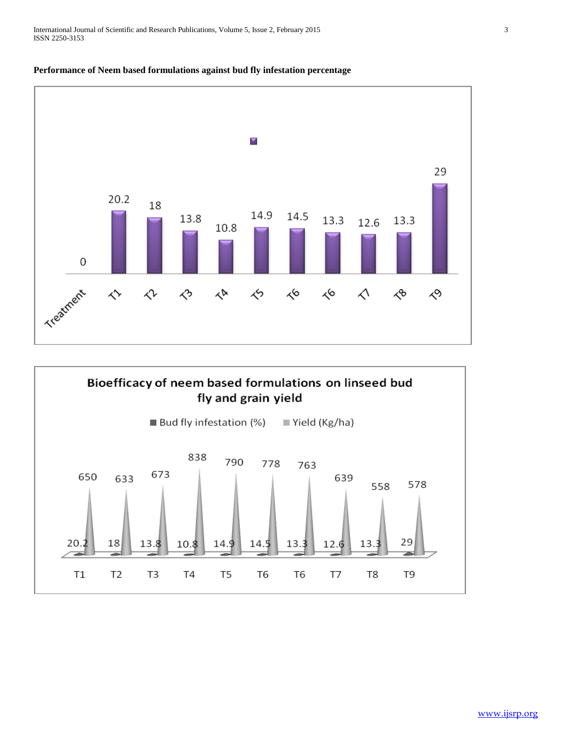**Performance of Neem based formulations against bud fly infestation percentage**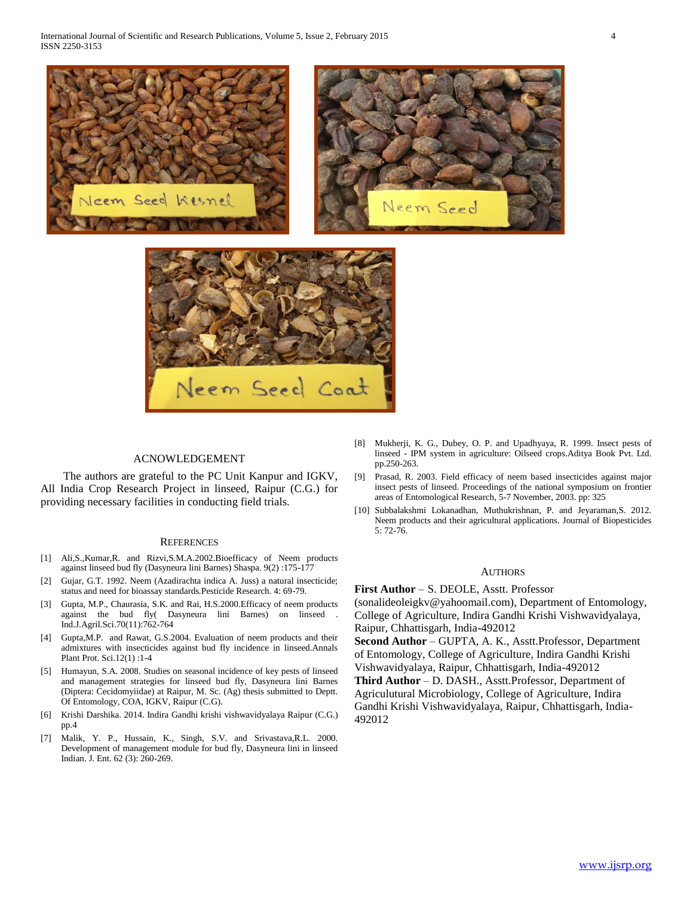## ACNOWLEDGEMENT

The authors are grateful to the PC Unit Kanpur and IGKV, All India Crop Research Project in linseed, Raipur (C.G.) for providing necessary facilities in conducting field trials.

## REFERENCES

[1] Ali,S.,Kumar,R. and Rizvi,S.M.A.2002.Bioefficacy of Neem products against linseed bud fly (Dasyneura lini Barnes) Shaspa. 9(2) :175-177

[2] Gujar, G.T. 1992. Neem (Azadirachta indica A. Juss) a natural insecticide; status and need for bioassay standards.Pesticide Research. 4: 69-79.

[3] Gupta, M.P., Chaurasia, S.K. and Rai, H.S.2000.Efficacy of neem products against the bud fly( Dasyneura lini Barnes) on linseed . Ind.J.Agril.Sci.70(11):762-764

[4] Gupta,M.P. and Rawat, G.S.2004. Evaluation of neem products and their admixtures with insecticides against bud fly incidence in linseed.Annals Plant Prot. Sci.12(1) :1-4

[5] Humayun, S.A. 2008. Studies on seasonal incidence of key pests of linseed and management strategies for linseed bud fly, Dasyneura lini Barnes (Diptera: Cecidomyiidae) at Raipur, M. Sc. (Ag) thesis submitted to Deptt. Of Entomology, COA, IGKV, Raipur (C.G).

[6] Krishi Darshika. 2014. Indira Gandhi krishi vishwavidyalaya Raipur (C.G.) pp.4

[7] Malik, Y. P., Hussain, K., Singh, S.V. and Srivastava,R.L. 2000. Development of management module for bud fly, Dasyneura lini in linseed Indian. J. Ent. 62 (3): 260-269.

[8] Mukherji, K. G., Dubey, O. P. and Upadhyaya, R. 1999. Insect pests of linseed - IPM system in agriculture: Oilseed crops.Aditya Book Pvt. Ltd. pp.250-263.

[9] Prasad, R. 2003. Field efficacy of neem based insecticides against major insect pests of linseed. Proceedings of the national symposium on frontier areas of Entomological Research, 5-7 November, 2003. pp: 325

[10] Subbalakshmi Lokanadhan, Muthukrishnan, P. and Jeyaraman,S. 2012. Neem products and their agricultural applications. Journal of Biopesticides 5: 72-76.

## AUTHORS

**First Author** – S. DEOLE, Asstt. Professor (sonalideoleigkv@yahoomail.com), Department of Entomology, College of Agriculture, Indira Gandhi Krishi Vishwavidyalaya, Raipur, Chhattisgarh, India-492012

**Second Author** – GUPTA, A. K., Asstt.Professor, Department of Entomology, College of Agriculture, Indira Gandhi Krishi Vishwavidyalaya, Raipur, Chhattisgarh, India-492012

**Third Author** – D. DASH., Asstt.Professor, Department of Agriculutural Microbiology, College of Agriculture, Indira Gandhi Krishi Vishwavidyalaya, Raipur, Chhattisgarh, India-492012